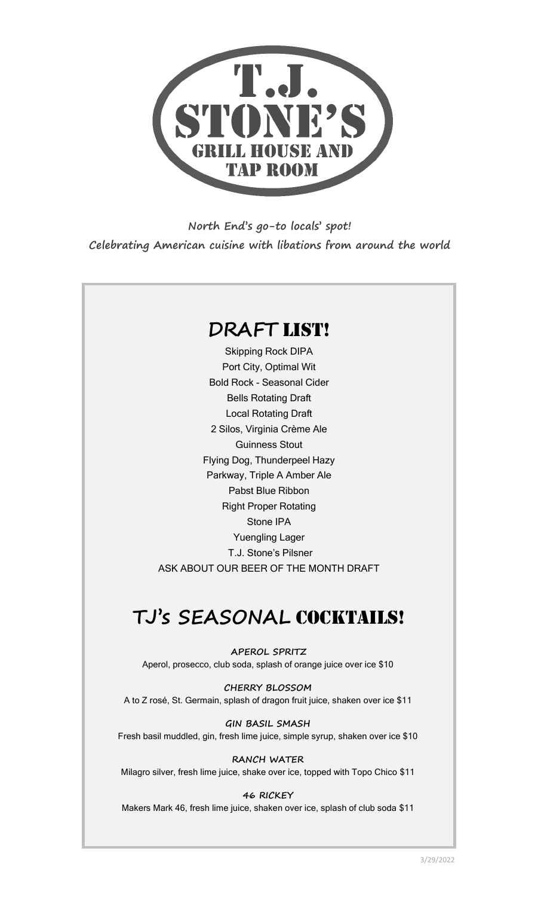# T.J. STONE'S

## GRILL HOUSE AND TAP ROOM

**North End's go-to locals' spot!**

**Celebrating American cuisine with libations from around the world**

## DRAFT LIST!

Skipping Rock DIPA

Port City, Optimal Wit

Bold Rock - Seasonal Cider

Bells Rotating Draft

Local Rotating Draft

2 Silos, Virginia Crème Ale

Guinness Stout

Flying Dog, Thunderpeel Hazy

Parkway, Triple A Amber Ale

Pabst Blue Ribbon

Right Proper Rotating

Stone IPA

Yuengling Lager

T.J. Stone's Pilsner

ASK ABOUT OUR BEER OF THE MONTH DRAFT

## TJ's SEASONAL COCKTAILS!

**APEROL SPRITZ**

Aperol, prosecco, club soda, splash of orange juice over ice $10

**CHERRY BLOSSOM**

A to Z rosé, St. Germain, splash of dragon fruit juice, shaken over ice $11

**GIN BASIL SMASH**

Fresh basil muddled, gin, fresh lime juice, simple syrup, shaken over ice $10

**RANCH WATER**

Milagro silver, fresh lime juice, shake over ice, topped with Topo Chico $11

**46 RICKEY**

Makers Mark 46, fresh lime juice, shaken over ice, splash of club soda $11

3/29/2022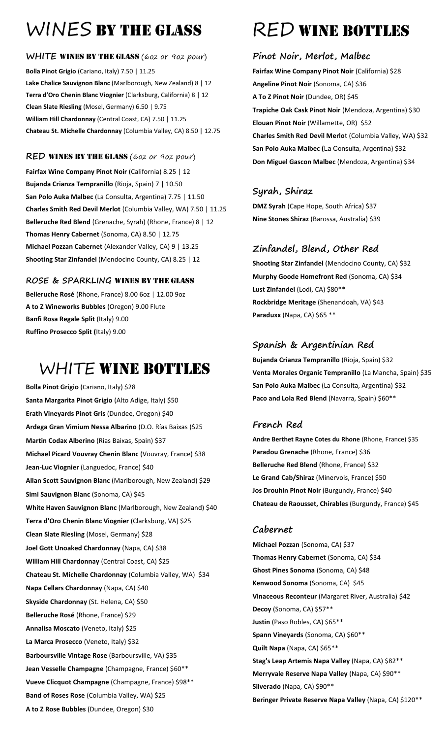# WINES BY THE GLASS

## WHITE WINES BY THE GLASS *(6oz or 9oz pour)*

**Bolla Pinot Grigio** (Cariano, Italy) 7.50 | 11.25
**Lake Chalice Sauvignon Blanc** (Marlborough, New Zealand) 8 | 12
**Terra d'Oro Chenin Blanc Viognier** (Clarksburg, California) 8 | 12
**Clean Slate Riesling** (Mosel, Germany) 6.50 | 9.75
**William Hill Chardonnay** (Central Coast, CA) 7.50 | 11.25
**Chateau St. Michelle Chardonnay** (Columbia Valley, CA) 8.50 | 12.75

## RED WINES BY THE GLASS *(6oz or 9oz pour)*

**Fairfax Wine Company Pinot Noir** (California) 8.25 | 12
**Bujanda Crianza Tempranillo** (Rioja, Spain) 7 | 10.50
**San Polo Auka Malbec** (La Consulta, Argentina) 7.75 | 11.50
**Charles Smith Red Devil Merlot** (Columbia Valley, WA) 7.50 | 11.25
**Belleruche Red Blend** (Grenache, Syrah) (Rhone, France) 8 | 12
**Thomas Henry Cabernet** (Sonoma, CA) 8.50 | 12.75
**Michael Pozzan Cabernet** (Alexander Valley, CA) 9 | 13.25
**Shooting Star Zinfandel** (Mendocino County, CA) 8.25 | 12

## ROSE & SPARKLING WINES BY THE GLASS

**Belleruche Rosé** (Rhone, France) 8.00 6oz | 12.00 9oz
**A to Z Wineworks Bubbles** (Oregon) 9.00 Flute
**Banfi Rosa Regale Split** (Italy) 9.00
**Ruffino Prosecco Split (**Italy) 9.00

# WHITE WINE BOTTLES

**Bolla Pinot Grigio** (Cariano, Italy) $28
**Santa Margarita Pinot Grigio** (Alto Adige, Italy) $50
**Erath Vineyards Pinot Gris** (Dundee, Oregon) $40
**Ardega Gran Vimium Nessa Albarino** (D.O. Rías Baixas )$25
**Martin Codax Alberino** (Rias Baixas, Spain) $37
**Michael Picard Vouvray Chenin Blanc** (Vouvray, France) $38
**Jean-Luc Viognier** (Languedoc, France) $40
**Allan Scott Sauvignon Blanc** (Marlborough, New Zealand) $29
**Simi Sauvignon Blanc** (Sonoma, CA) $45
**White Haven Sauvignon Blanc** (Marlborough, New Zealand) $40
**Terra d'Oro Chenin Blanc Viognier** (Clarksburg, VA) $25
**Clean Slate Riesling** (Mosel, Germany) $28
**Joel Gott Unoaked Chardonnay** (Napa, CA) $38
**William Hill Chardonnay** (Central Coast, CA) $25
**Chateau St. Michelle Chardonnay** (Columbia Valley, WA) $34
**Napa Cellars Chardonnay** (Napa, CA) $40
**Skyside Chardonnay** (St. Helena, CA) $50
**Belleruche Rosé** (Rhone, France) $29
**Annalisa Moscato** (Veneto, Italy) $25
**La Marca Prosecco** (Veneto, Italy) $32
**Barboursville Vintage Rose** (Barboursville, VA) $35
**Jean Vesselle Champagne** (Champagne, France) $60**
**Vueve Clicquot Champagne** (Champagne, France) $98**
**Band of Roses Rose** (Columbia Valley, WA) $25
**A to Z Rose Bubbles** (Dundee, Oregon) $30

# RED WINE BOTTLES

## Pinot Noir, Merlot, Malbec

**Fairfax Wine Company Pinot Noir** (California) $28
**Angeline Pinot Noir** (Sonoma, CA) $36
**A To Z Pinot Noir** (Dundee, OR) $45
**Trapiche Oak Cask Pinot Noir** (Mendoza, Argentina) $30
**Elouan Pinot Noir** (Willamette, OR) $52
**Charles Smith Red Devil Merlot** (Columbia Valley, WA) $32
**San Polo Auka Malbec (**La Consulta, Argentina) $32
**Don Miguel Gascon Malbec** (Mendoza, Argentina) $34

## Syrah, Shiraz

**DMZ Syrah** (Cape Hope, South Africa) $37
**Nine Stones Shiraz** (Barossa, Australia) $39

## Zinfandel, Blend, Other Red

**Shooting Star Zinfandel** (Mendocino County, CA) $32
**Murphy Goode Homefront Red** (Sonoma, CA) $34
**Lust Zinfandel** (Lodi, CA) $80**
**Rockbridge Meritage** (Shenandoah, VA) $43
**Paraduxx** (Napa, CA) $65 **

## Spanish & Argentinian Red

**Bujanda Crianza Tempranillo** (Rioja, Spain) $32
**Venta Morales Organic Tempranillo** (La Mancha, Spain) $35
**San Polo Auka Malbec** (La Consulta, Argentina) $32
**Paco and Lola Red Blend** (Navarra, Spain) $60**

## French Red

**Andre Berthet Rayne Cotes du Rhone** (Rhone, France) $35
**Paradou Grenache** (Rhone, France) $36
**Belleruche Red Blend** (Rhone, France) $32
**Le Grand Cab/Shiraz** (Minervois, France) $50
**Jos Drouhin Pinot Noir** (Burgundy, France) $40
**Chateau de Raousset, Chirables** (Burgundy, France) $45

## Cabernet

**Michael Pozzan** (Sonoma, CA) $37
**Thomas Henry Cabernet** (Sonoma, CA) $34
**Ghost Pines Sonoma** (Sonoma, CA) $48
**Kenwood Sonoma** (Sonoma, CA) $45
**Vinaceous Reconteur** (Margaret River, Australia) $42
**Decoy** (Sonoma, CA) $57**
**Justin** (Paso Robles, CA) $65**
**Spann Vineyards** (Sonoma, CA) $60**
**Quilt Napa** (Napa, CA) $65**
**Stag's Leap Artemis Napa Valley** (Napa, CA) $82**
**Merryvale Reserve Napa Valley** (Napa, CA) $90**
**Silverado** (Napa, CA) $90**
**Beringer Private Reserve Napa Valley** (Napa, CA) $120**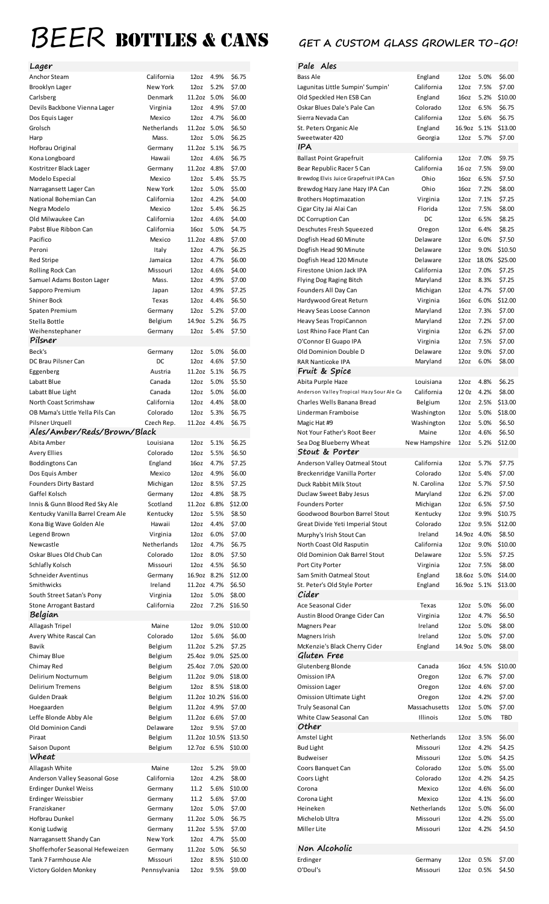# BEER BOTTLES & CANS

**GET A CUSTOM GLASS GROWLER TO-GO!**

| Lager | | | | |
|---|---|---|---|---|
| Anchor Steam | California | 12oz | 4.9% | $6.75 |
| Brooklyn Lager | New York | 12oz | 5.2% | $7.00 |
| Carlsberg | Denmark | 11.2oz | 5.0% | $6.00 |
| Devils Backbone Vienna Lager | Virginia | 12oz | 4.9% | $7.00 |
| Dos Equis Lager | Mexico | 12oz | 4.7% | $6.00 |
| Grolsch | Netherlands | 11.2oz | 5.0% | $6.50 |
| Harp | Mass. | 12oz | 5.0% | $6.25 |
| Hofbrau Original | Germany | 11.2oz | 5.1% | $6.75 |
| Kona Longboard | Hawaii | 12oz | 4.6% | $6.75 |
| Kostritzer Black Lager | Germany | 11.2oz | 4.8% | $7.00 |
| Modelo Especial | Mexico | 12oz | 5.4% | $5.75 |
| Narragansett Lager Can | New York | 12oz | 5.0% | $5.00 |
| National Bohemian Can | California | 12oz | 4.2% | $4.00 |
| Negra Modelo | Mexico | 12oz | 5.4% | $6.25 |
| Old Milwaukee Can | California | 12oz | 4.6% | $4.00 |
| Pabst Blue Ribbon Can | California | 16oz | 5.0% | $4.75 |
| Pacifico | Mexico | 11.2oz | 4.8% | $7.00 |
| Peroni | Italy | 12oz | 4.7% | $6.25 |
| Red Stripe | Jamaica | 12oz | 4.7% | $6.00 |
| Rolling Rock Can | Missouri | 12oz | 4.6% | $4.00 |
| Samuel Adams Boston Lager | Mass. | 12oz | 4.9% | $7.00 |
| Sapporo Premium | Japan | 12oz | 4.9% | $7.25 |
| Shiner Bock | Texas | 12oz | 4.4% | $6.50 |
| Spaten Premium | Germany | 12oz | 5.2% | $7.00 |
| Stella Bottle | Belgium | 14.9oz | 5.2% | $6.75 |
| Weihenstephaner | Germany | 12oz | 5.4% | $7.50 |

| Pilsner | | | | |
|---|---|---|---|---|
| Beck's | Germany | 12oz | 5.0% | $6.00 |
| DC Brau Pilsner Can | DC | 12oz | 4.6% | $7.50 |
| Eggenberg | Austria | 11.2oz | 5.1% | $6.75 |
| Labatt Blue | Canada | 12oz | 5.0% | $5.50 |
| Labatt Blue Light | Canada | 12oz | 5.0% | $6.00 |
| North Coast Scrimshaw | California | 12oz | 4.4% | $8.00 |
| OB Mama's Little Yella Pils Can | Colorado | 12oz | 5.3% | $6.75 |
| Pilsner Urquell | Czech Rep. | 11.2oz | 4.4% | $6.75 |

| Ales/Amber/Reds/Brown/Black | | | | |
|---|---|---|---|---|
| Abita Amber | Louisiana | 12oz | 5.1% | $6.25 |
| Avery Ellies | Colorado | 12oz | 5.5% | $6.50 |
| Boddingtons Can | England | 16oz | 4.7% | $7.25 |
| Dos Equis Amber | Mexico | 12oz | 4.9% | $6.00 |
| Founders Dirty Bastard | Michigan | 12oz | 8.5% | $7.25 |
| Gaffel Kolsch | Germany | 12oz | 4.8% | $8.75 |
| Innis & Gunn Blood Red Sky Ale | Scotland | 11.2oz | 6.8% | $12.00 |
| Kentucky Vanilla Barrel Cream Ale | Kentucky | 12oz | 5.5% | $8.50 |
| Kona Big Wave Golden Ale | Hawaii | 12oz | 4.4% | $7.00 |
| Legend Brown | Virginia | 12oz | 6.0% | $7.00 |
| Newcastle | Netherlands | 12oz | 4.7% | $6.75 |
| Oskar Blues Old Chub Can | Colorado | 12oz | 8.0% | $7.50 |
| Schlafly Kolsch | Missouri | 12oz | 4.5% | $6.50 |
| Schneider Aventinus | Germany | 16.9oz | 8.2% | $12.00 |
| Smithwicks | Ireland | 11.2oz | 4.7% | $6.50 |
| South Street Satan's Pony | Virginia | 12oz | 5.0% | $8.00 |
| Stone Arrogant Bastard | California | 22oz | 7.2% | $16.50 |

| Belgian | | | | |
|---|---|---|---|---|
| Allagash Tripel | Maine | 12oz | 9.0% | $10.00 |
| Avery White Rascal Can | Colorado | 12oz | 5.6% | $6.00 |
| Bavik | Belgium | 11.2oz | 5.2% | $7.25 |
| Chimay Blue | Belgium | 25.4oz | 9.0% | $25.00 |
| Chimay Red | Belgium | 25.4oz | 7.0% | $20.00 |
| Delirium Nocturnum | Belgium | 11.2oz | 9.0% | $18.00 |
| Delirium Tremens | Belgium | 12oz | 8.5% | $18.00 |
| Gulden Draak | Belgium | 11.2oz | 10.2% | $16.00 |
| Hoegaarden | Belgium | 11.2oz | 4.9% | $7.00 |
| Leffe Blonde Abby Ale | Belgium | 11.2oz | 6.6% | $7.00 |
| Old Dominion Candi | Delaware | 12oz | 9.5% | $7.00 |
| Piraat | Belgium | 11.2oz | 10.5% | $13.50 |
| Saison Dupont | Belgium | 12.7oz | 6.5% | $10.00 |

| Wheat | | | | |
|---|---|---|---|---|
| Allagash White | Maine | 12oz | 5.2% | $9.00 |
| Anderson Valley Seasonal Gose | California | 12oz | 4.2% | $8.00 |
| Erdinger Dunkel Weiss | Germany | 11.2 | 5.6% | $10.00 |
| Erdinger Weissbier | Germany | 11.2 | 5.6% | $7.00 |
| Franziskaner | Germany | 12oz | 5.0% | $7.00 |
| Hofbrau Dunkel | Germany | 11.2oz | 5.0% | $6.75 |
| Konig Ludwig | Germany | 11.2oz | 5.5% | $7.00 |
| Narragansett Shandy Can | New York | 12oz | 4.7% | $5.00 |
| Shofferhofer Seasonal Hefeweizen | Germany | 11.2oz | 5.0% | $6.50 |
| Tank 7 Farmhouse Ale | Missouri | 12oz | 8.5% | $10.00 |
| Victory Golden Monkey | Pennsylvania | 12oz | 9.5% | $9.00 |

| Pale Ales | | | | |
|---|---|---|---|---|
| Bass Ale | England | 12oz | 5.0% | $6.00 |
| Lagunitas Little Sumpin' Sumpin' | California | 12oz | 7.5% | $7.00 |
| Old Speckled Hen ESB Can | England | 16oz | 5.2% | $10.00 |
| Oskar Blues Dale's Pale Can | Colorado | 12oz | 6.5% | $6.75 |
| Sierra Nevada Can | California | 12oz | 5.6% | $6.75 |
| St. Peters Organic Ale | England | 16.9oz | 5.1% | $13.00 |
| Sweetwater 420 | Georgia | 12oz | 5.7% | $7.00 |

| IPA | | | | |
|---|---|---|---|---|
| Ballast Point Grapefruit | California | 12oz | 7.0% | $9.75 |
| Bear Republic Racer 5 Can | California | 16 oz | 7.5% | $9.00 |
| Brewdog Elvis Juice Grapefruit IPA Can | Ohio | 16oz | 6.5% | $7.50 |
| Brewdog Hazy Jane Hazy IPA Can | Ohio | 16oz | 7.2% | $8.00 |
| Brothers Hoptimazation | Virginia | 12oz | 7.1% | $7.25 |
| Cigar City Jai Alai Can | Florida | 12oz | 7.5% | $8.00 |
| DC Corruption Can | DC | 12oz | 6.5% | $8.25 |
| Deschutes Fresh Squeezed | Oregon | 12oz | 6.4% | $8.25 |
| Dogfish Head 60 Minute | Delaware | 12oz | 6.0% | $7.50 |
| Dogfish Head 90 Minute | Delaware | 12oz | 9.0% | $10.50 |
| Dogfish Head 120 Minute | Delaware | 12oz | 18.0% | $25.00 |
| Firestone Union Jack IPA | California | 12oz | 7.0% | $7.25 |
| Flying Dog Raging Bitch | Maryland | 12oz | 8.3% | $7.25 |
| Founders All Day Can | Michigan | 12oz | 4.7% | $7.00 |
| Hardywood Great Return | Virginia | 16oz | 6.0% | $12.00 |
| Heavy Seas Loose Cannon | Maryland | 12oz | 7.3% | $7.00 |
| Heavy Seas TropiCannon | Maryland | 12oz | 7.2% | $7.00 |
| Lost Rhino Face Plant Can | Virginia | 12oz | 6.2% | $7.00 |
| O'Connor El Guapo IPA | Virginia | 12oz | 7.5% | $7.00 |
| Old Dominion Double D | Delaware | 12oz | 9.0% | $7.00 |
| RAR Nanticoke IPA | Maryland | 12oz | 6.0% | $8.00 |

| Fruit & Spice | | | | |
|---|---|---|---|---|
| Abita Purple Haze | Louisiana | 12oz | 4.8% | $6.25 |
| Anderson Valley Tropical Hazy Sour Ale Ca | California | 12 0z | 4.2% | $8.00 |
| Charles Wells Banana Bread | Belgium | 12oz | 2.5% | $13.00 |
| Linderman Framboise | Washington | 12oz | 5.0% | $18.00 |
| Magic Hat #9 | Washington | 12oz | 5.0% | $6.50 |
| Not Your Father's Root Beer | Maine | 12oz | 4.6% | $6.50 |
| Sea Dog Blueberry Wheat | New Hampshire | 12oz | 5.2% | $12.00 |

| Stout & Porter | | | | |
|---|---|---|---|---|
| Anderson Valley Oatmeal Stout | California | 12oz | 5.7% | $7.75 |
| Breckenridge Vanilla Porter | Colorado | 12oz | 5.4% | $7.00 |
| Duck Rabbit Milk Stout | N. Carolina | 12oz | 5.7% | $7.50 |
| Duclaw Sweet Baby Jesus | Maryland | 12oz | 6.2% | $7.00 |
| Founders Porter | Michigan | 12oz | 6.5% | $7.50 |
| Goodwood Bourbon Barrel Stout | Kentucky | 12oz | 9.9% | $10.75 |
| Great Divide Yeti Imperial Stout | Colorado | 12oz | 9.5% | $12.00 |
| Murphy's Irish Stout Can | Ireland | 14.9oz | 4.0% | $8.50 |
| North Coast Old Rasputin | California | 12oz | 9.0% | $10.00 |
| Old Dominion Oak Barrel Stout | Delaware | 12oz | 5.5% | $7.25 |
| Port City Porter | Virginia | 12oz | 7.5% | $8.00 |
| Sam Smith Oatmeal Stout | England | 18.6oz | 5.0% | $14.00 |
| St. Peter's Old Style Porter | England | 16.9oz | 5.1% | $13.00 |

| Cider | | | | |
|---|---|---|---|---|
| Ace Seasonal Cider | Texas | 12oz | 5.0% | $6.00 |
| Austin Blood Orange Cider Can | Virginia | 12oz | 4.7% | $6.50 |
| Magners Pear | Ireland | 12oz | 5.0% | $8.00 |
| Magners Irish | Ireland | 12oz | 5.0% | $7.00 |
| McKenzie's Black Cherry Cider | England | 14.9oz | 5.0% | $8.00 |

| Gluten Free | | | | |
|---|---|---|---|---|
| Glutenberg Blonde | Canada | 16oz | 4.5% | $10.00 |
| Omission IPA | Oregon | 12oz | 6.7% | $7.00 |
| Omission Lager | Oregon | 12oz | 4.6% | $7.00 |
| Omission Ultimate Light | Oregon | 12oz | 4.2% | $7.00 |
| Truly Seasonal Can | Massachusetts | 12oz | 5.0% | $7.00 |
| White Claw Seasonal Can | Illinois | 12oz | 5.0% | TBD |

| Other | | | | |
|---|---|---|---|---|
| Amstel Light | Netherlands | 12oz | 3.5% | $6.00 |
| Bud Light | Missouri | 12oz | 4.2% | $4.25 |
| Budweiser | Missouri | 12oz | 5.0% | $4.25 |
| Coors Banquet Can | Colorado | 12oz | 5.0% | $5.00 |
| Coors Light | Colorado | 12oz | 4.2% | $4.25 |
| Corona | Mexico | 12oz | 4.6% | $6.00 |
| Corona Light | Mexico | 12oz | 4.1% | $6.00 |
| Heineken | Netherlands | 12oz | 5.0% | $6.00 |
| Michelob Ultra | Missouri | 12oz | 4.2% | $5.00 |
| Miller Lite | Missouri | 12oz | 4.2% | $4.50 |

| Non Alcoholic | | | | |
|---|---|---|---|---|
| Erdinger | Germany | 12oz | 0.5% | $7.00 |
| O'Doul's | Missouri | 12oz | 0.5% | $4.50 |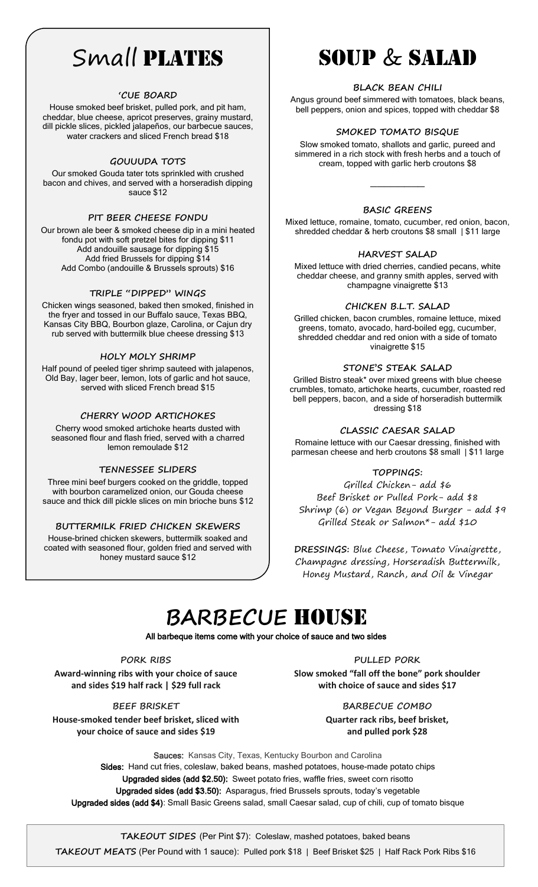# Small PLATES

### 'CUE BOARD

House smoked beef brisket, pulled pork, and pit ham, cheddar, blue cheese, apricot preserves, grainy mustard, dill pickle slices, pickled jalapeños, our barbecue sauces, water crackers and sliced French bread $18

### GOUUUDA TOTS

Our smoked Gouda tater tots sprinkled with crushed bacon and chives, and served with a horseradish dipping sauce $12

### PIT BEER CHEESE FONDU

Our brown ale beer & smoked cheese dip in a mini heated fondu pot with soft pretzel bites for dipping $11
Add andouille sausage for dipping $15
Add fried Brussels for dipping $14
Add Combo (andouille & Brussels sprouts) $16

### TRIPLE "DIPPED" WINGS

Chicken wings seasoned, baked then smoked, finished in the fryer and tossed in our Buffalo sauce, Texas BBQ, Kansas City BBQ, Bourbon glaze, Carolina, or Cajun dry rub served with buttermilk blue cheese dressing $13

### HOLY MOLY SHRIMP

Half pound of peeled tiger shrimp sauteed with jalapenos, Old Bay, lager beer, lemon, lots of garlic and hot sauce, served with sliced French bread $15

### CHERRY WOOD ARTICHOKES

Cherry wood smoked artichoke hearts dusted with seasoned flour and flash fried, served with a charred lemon remoulade $12

### TENNESSEE SLIDERS

Three mini beef burgers cooked on the griddle, topped with bourbon caramelized onion, our Gouda cheese sauce and thick dill pickle slices on min brioche buns $12

### BUTTERMILK FRIED CHICKEN SKEWERS

House-brined chicken skewers, buttermilk soaked and coated with seasoned flour, golden fried and served with honey mustard sauce $12

# SOUP & SALAD

### BLACK BEAN CHILI

Angus ground beef simmered with tomatoes, black beans, bell peppers, onion and spices, topped with cheddar $8

### SMOKED TOMATO BISQUE

Slow smoked tomato, shallots and garlic, pureed and simmered in a rich stock with fresh herbs and a touch of cream, topped with garlic herb croutons $8

---

### BASIC GREENS

Mixed lettuce, romaine, tomato, cucumber, red onion, bacon, shredded cheddar & herb croutons $8 small | $11 large

### HARVEST SALAD

Mixed lettuce with dried cherries, candied pecans, white cheddar cheese, and granny smith apples, served with champagne vinaigrette $13

### CHICKEN B.L.T. SALAD

Grilled chicken, bacon crumbles, romaine lettuce, mixed greens, tomato, avocado, hard-boiled egg, cucumber, shredded cheddar and red onion with a side of tomato vinaigrette $15

### STONE'S STEAK SALAD

Grilled Bistro steak* over mixed greens with blue cheese crumbles, tomato, artichoke hearts, cucumber, roasted red bell peppers, bacon, and a side of horseradish buttermilk dressing $18

### CLASSIC CAESAR SALAD

Romaine lettuce with our Caesar dressing, finished with parmesan cheese and herb croutons $8 small | $11 large

### TOPPINGS:

Grilled Chicken- add $6
Beef Brisket or Pulled Pork- add $8
Shrimp (6) or Vegan Beyond Burger - add $9
Grilled Steak or Salmon*- add $10

**DRESSINGS:** Blue Cheese, Tomato Vinaigrette, Champagne dressing, Horseradish Buttermilk, Honey Mustard, Ranch, and Oil & Vinegar

# BARBECUE HOUSE

**All barbeque items come with your choice of sauce and two sides**

### PORK RIBS

**Award-winning ribs with your choice of sauce and sides $19 half rack | $29 full rack**

### PULLED PORK

**Slow smoked "fall off the bone" pork shoulder with choice of sauce and sides $17**

### BEEF BRISKET

**House-smoked tender beef brisket, sliced with your choice of sauce and sides $19**

### BARBECUE COMBO

**Quarter rack ribs, beef brisket, and pulled pork $28**

**Sauces:** Kansas City, Texas, Kentucky Bourbon and Carolina
**Sides:** Hand cut fries, coleslaw, baked beans, mashed potatoes, house-made potato chips
**Upgraded sides (add $2.50):** Sweet potato fries, waffle fries, sweet corn risotto
**Upgraded sides (add $3.50):** Asparagus, fried Brussels sprouts, today's vegetable
**Upgraded sides (add $4)**: Small Basic Greens salad, small Caesar salad, cup of chili, cup of tomato bisque

**TAKEOUT SIDES** (Per Pint $7): Coleslaw, mashed potatoes, baked beans

**TAKEOUT MEATS** (Per Pound with 1 sauce): Pulled pork $18 | Beef Brisket $25 | Half Rack Pork Ribs $16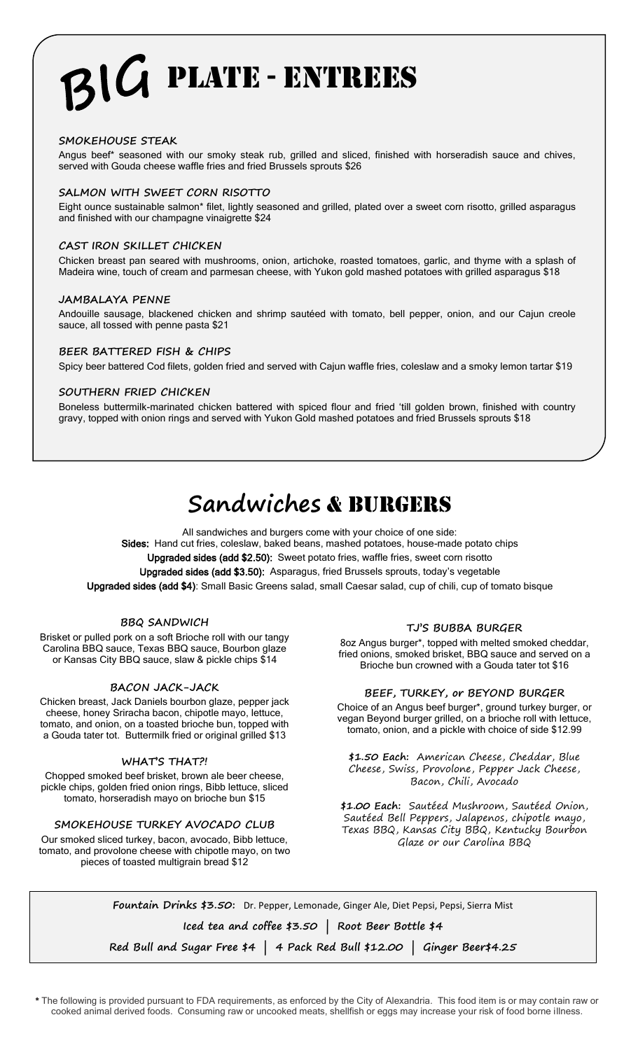# BIG PLATE - ENTREES

### SMOKEHOUSE STEAK

Angus beef* seasoned with our smoky steak rub, grilled and sliced, finished with horseradish sauce and chives, served with Gouda cheese waffle fries and fried Brussels sprouts $26

### SALMON WITH SWEET CORN RISOTTO

Eight ounce sustainable salmon* filet, lightly seasoned and grilled, plated over a sweet corn risotto, grilled asparagus and finished with our champagne vinaigrette $24

### CAST IRON SKILLET CHICKEN

Chicken breast pan seared with mushrooms, onion, artichoke, roasted tomatoes, garlic, and thyme with a splash of Madeira wine, touch of cream and parmesan cheese, with Yukon gold mashed potatoes with grilled asparagus $18

### JAMBALAYA PENNE

Andouille sausage, blackened chicken and shrimp sautéed with tomato, bell pepper, onion, and our Cajun creole sauce, all tossed with penne pasta $21

### BEER BATTERED FISH & CHIPS

Spicy beer battered Cod filets, golden fried and served with Cajun waffle fries, coleslaw and a smoky lemon tartar $19

### SOUTHERN FRIED CHICKEN

Boneless buttermilk-marinated chicken battered with spiced flour and fried 'till golden brown, finished with country gravy, topped with onion rings and served with Yukon Gold mashed potatoes and fried Brussels sprouts $18

# Sandwiches & BURGERS

All sandwiches and burgers come with your choice of one side:

**Sides:** Hand cut fries, coleslaw, baked beans, mashed potatoes, house-made potato chips

**Upgraded sides (add $2.50):** Sweet potato fries, waffle fries, sweet corn risotto

**Upgraded sides (add $3.50):** Asparagus, fried Brussels sprouts, today's vegetable

**Upgraded sides (add $4)**: Small Basic Greens salad, small Caesar salad, cup of chili, cup of tomato bisque

### BBQ SANDWICH

Brisket or pulled pork on a soft Brioche roll with our tangy Carolina BBQ sauce, Texas BBQ sauce, Bourbon glaze or Kansas City BBQ sauce, slaw & pickle chips $14

### BACON JACK-JACK

Chicken breast, Jack Daniels bourbon glaze, pepper jack cheese, honey Sriracha bacon, chipotle mayo, lettuce, tomato, and onion, on a toasted brioche bun, topped with a Gouda tater tot. Buttermilk fried or original grilled $13

### WHAT'S THAT?!

Chopped smoked beef brisket, brown ale beer cheese, pickle chips, golden fried onion rings, Bibb lettuce, sliced tomato, horseradish mayo on brioche bun $15

### SMOKEHOUSE TURKEY AVOCADO CLUB

Our smoked sliced turkey, bacon, avocado, Bibb lettuce, tomato, and provolone cheese with chipotle mayo, on two pieces of toasted multigrain bread $12

### TJ'S BUBBA BURGER

8oz Angus burger*, topped with melted smoked cheddar, fried onions, smoked brisket, BBQ sauce and served on a Brioche bun crowned with a Gouda tater tot $16

### BEEF, TURKEY, or BEYOND BURGER

Choice of an Angus beef burger*, ground turkey burger, or vegan Beyond burger grilled, on a brioche roll with lettuce, tomato, onion, and a pickle with choice of side $12.99

**$1.50 Each:** American Cheese, Cheddar, Blue Cheese, Swiss, Provolone, Pepper Jack Cheese, Bacon, Chili, Avocado

**$1.00 Each:** Sautéed Mushroom, Sautéed Onion, Sautéed Bell Peppers, Jalapenos, chipotle mayo, Texas BBQ, Kansas City BBQ, Kentucky Bourbon Glaze or our Carolina BBQ

**Fountain Drinks $3.50:** Dr. Pepper, Lemonade, Ginger Ale, Diet Pepsi, Pepsi, Sierra Mist

**Iced tea and coffee $3.50 | Root Beer Bottle $4**

**Red Bull and Sugar Free $4 | 4 Pack Red Bull $12.00 | Ginger Beer$4.25**

**\*** The following is provided pursuant to FDA requirements, as enforced by the City of Alexandria. This food item is or may contain raw or cooked animal derived foods. Consuming raw or uncooked meats, shellfish or eggs may increase your risk of food borne illness.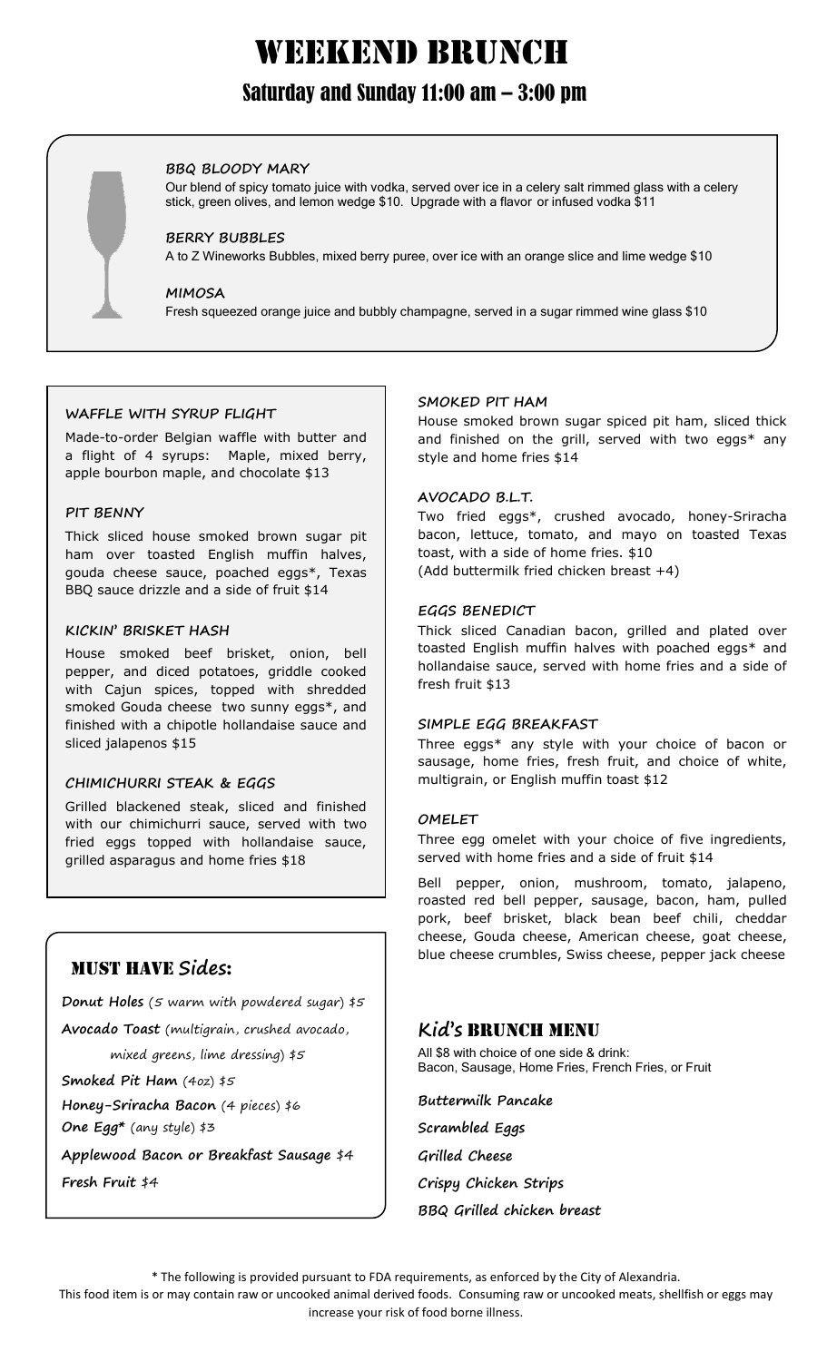# WEEKEND BRUNCH

## Saturday and Sunday 11:00 am – 3:00 pm

**BBQ BLOODY MARY**
Our blend of spicy tomato juice with vodka, served over ice in a celery salt rimmed glass with a celery stick, green olives, and lemon wedge $10. Upgrade with a flavor or infused vodka $11

**BERRY BUBBLES**
A to Z Wineworks Bubbles, mixed berry puree, over ice with an orange slice and lime wedge $10

**MIMOSA**
Fresh squeezed orange juice and bubbly champagne, served in a sugar rimmed wine glass $10

**WAFFLE WITH SYRUP FLIGHT**
Made-to-order Belgian waffle with butter and a flight of 4 syrups: Maple, mixed berry, apple bourbon maple, and chocolate $13

**PIT BENNY**
Thick sliced house smoked brown sugar pit ham over toasted English muffin halves, gouda cheese sauce, poached eggs*, Texas BBQ sauce drizzle and a side of fruit $14

**KICKIN' BRISKET HASH**
House smoked beef brisket, onion, bell pepper, and diced potatoes, griddle cooked with Cajun spices, topped with shredded smoked Gouda cheese two sunny eggs*, and finished with a chipotle hollandaise sauce and sliced jalapenos $15

**CHIMICHURRI STEAK & EGGS**
Grilled blackened steak, sliced and finished with our chimichurri sauce, served with two fried eggs topped with hollandaise sauce, grilled asparagus and home fries $18

**SMOKED PIT HAM**
House smoked brown sugar spiced pit ham, sliced thick and finished on the grill, served with two eggs* any style and home fries $14

**AVOCADO B.L.T.**
Two fried eggs*, crushed avocado, honey-Sriracha bacon, lettuce, tomato, and mayo on toasted Texas toast, with a side of home fries. $10
(Add buttermilk fried chicken breast +4)

**EGGS BENEDICT**
Thick sliced Canadian bacon, grilled and plated over toasted English muffin halves with poached eggs* and hollandaise sauce, served with home fries and a side of fresh fruit $13

**SIMPLE EGG BREAKFAST**
Three eggs* any style with your choice of bacon or sausage, home fries, fresh fruit, and choice of white, multigrain, or English muffin toast $12

**OMELET**
Three egg omelet with your choice of five ingredients, served with home fries and a side of fruit $14

Bell pepper, onion, mushroom, tomato, jalapeno, roasted red bell pepper, sausage, bacon, ham, pulled pork, beef brisket, black bean beef chili, cheddar cheese, Gouda cheese, American cheese, goat cheese, blue cheese crumbles, Swiss cheese, pepper jack cheese

### MUST HAVE *Sides:*

**Donut Holes** (5 warm with powdered sugar) $5

**Avocado Toast** (multigrain, crushed avocado, mixed greens, lime dressing) $5

**Smoked Pit Ham** (4oz) $5

**Honey-Sriracha Bacon** (4 pieces) $6

**One Egg*** (any style) $3

**Applewood Bacon or Breakfast Sausage** $4

**Fresh Fruit** $4

### *Kid's* BRUNCH MENU

All $8 with choice of one side & drink:
Bacon, Sausage, Home Fries, French Fries, or Fruit

**Buttermilk Pancake**

**Scrambled Eggs**

**Grilled Cheese**

**Crispy Chicken Strips**

**BBQ Grilled chicken breast**

* The following is provided pursuant to FDA requirements, as enforced by the City of Alexandria.
This food item is or may contain raw or uncooked animal derived foods. Consuming raw or uncooked meats, shellfish or eggs may increase your risk of food borne illness.